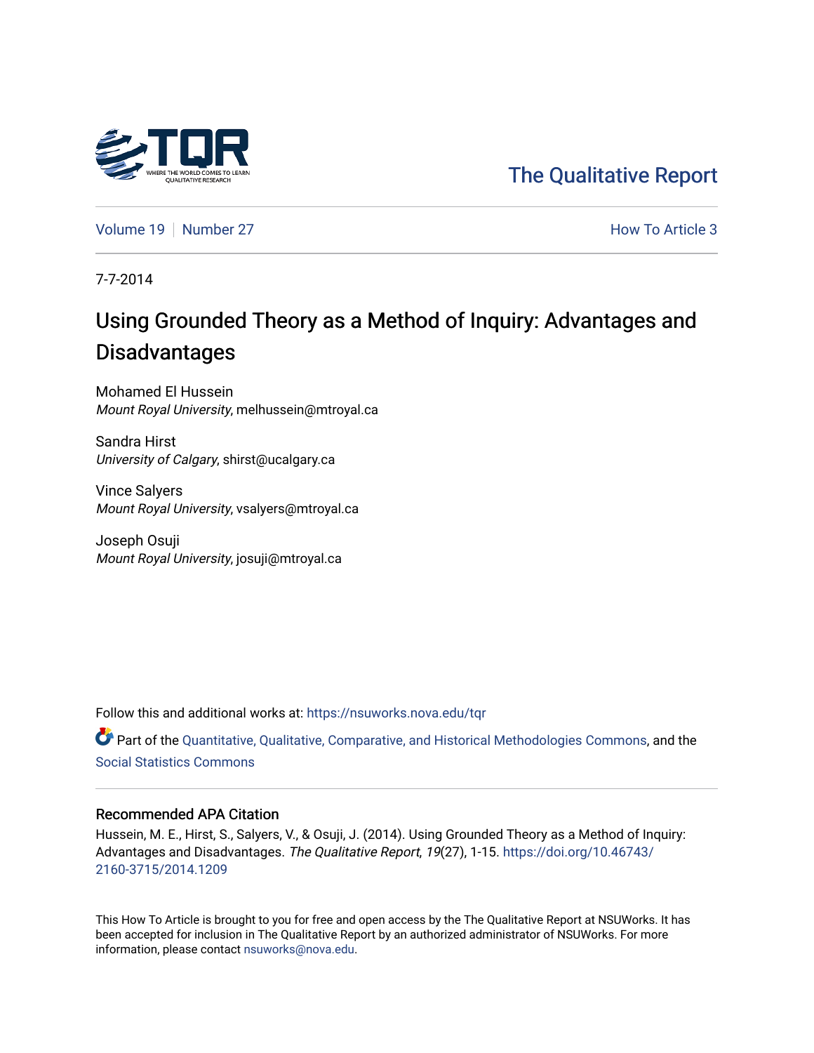The Qualitative Report

Volume 19 | Number 27 | How To Article 3

7-7-2014

# Using Grounded Theory as a Method of Inquiry: Advantages and Disadvantages

Mohamed El Hussein
*Mount Royal University*, melhussein@mtroyal.ca

Sandra Hirst
*University of Calgary*, shirst@ucalgary.ca

Vince Salyers
*Mount Royal University*, vsalyers@mtroyal.ca

Joseph Osuji
*Mount Royal University*, josuji@mtroyal.ca

Follow this and additional works at: https://nsuworks.nova.edu/tqr

Part of the Quantitative, Qualitative, Comparative, and Historical Methodologies Commons, and the Social Statistics Commons

## Recommended APA Citation

Hussein, M. E., Hirst, S., Salyers, V., & Osuji, J. (2014). Using Grounded Theory as a Method of Inquiry: Advantages and Disadvantages. *The Qualitative Report*, *19*(27), 1-15. https://doi.org/10.46743/2160-3715/2014.1209

This How To Article is brought to you for free and open access by the The Qualitative Report at NSUWorks. It has been accepted for inclusion in The Qualitative Report by an authorized administrator of NSUWorks. For more information, please contact nsuworks@nova.edu.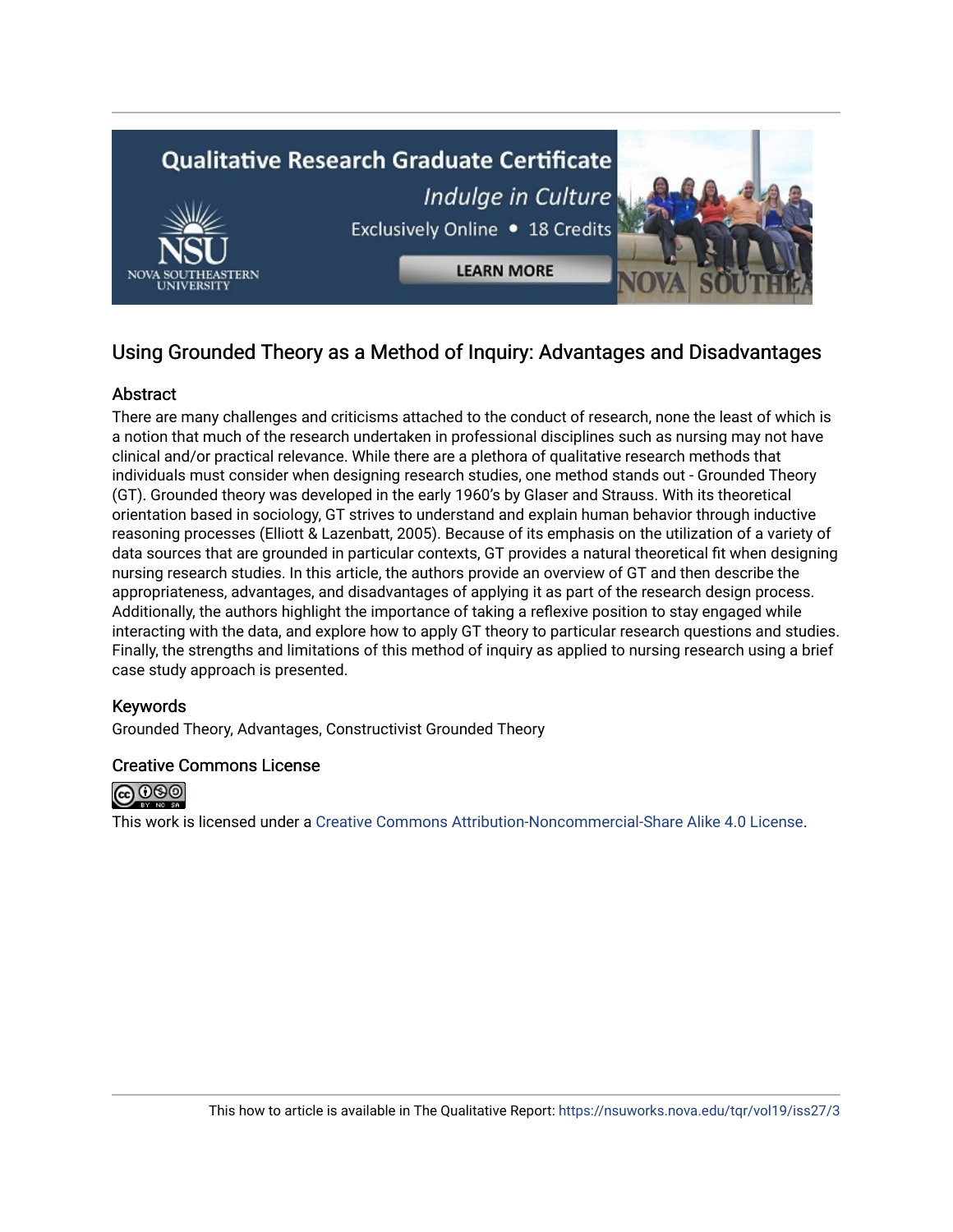## Using Grounded Theory as a Method of Inquiry: Advantages and Disadvantages

### Abstract

There are many challenges and criticisms attached to the conduct of research, none the least of which is a notion that much of the research undertaken in professional disciplines such as nursing may not have clinical and/or practical relevance. While there are a plethora of qualitative research methods that individuals must consider when designing research studies, one method stands out - Grounded Theory (GT). Grounded theory was developed in the early 1960's by Glaser and Strauss. With its theoretical orientation based in sociology, GT strives to understand and explain human behavior through inductive reasoning processes (Elliott & Lazenbatt, 2005). Because of its emphasis on the utilization of a variety of data sources that are grounded in particular contexts, GT provides a natural theoretical fit when designing nursing research studies. In this article, the authors provide an overview of GT and then describe the appropriateness, advantages, and disadvantages of applying it as part of the research design process. Additionally, the authors highlight the importance of taking a reflexive position to stay engaged while interacting with the data, and explore how to apply GT theory to particular research questions and studies. Finally, the strengths and limitations of this method of inquiry as applied to nursing research using a brief case study approach is presented.

### Keywords

Grounded Theory, Advantages, Constructivist Grounded Theory

### Creative Commons License

This work is licensed under a Creative Commons Attribution-Noncommercial-Share Alike 4.0 License.

This how to article is available in The Qualitative Report: https://nsuworks.nova.edu/tqr/vol19/iss27/3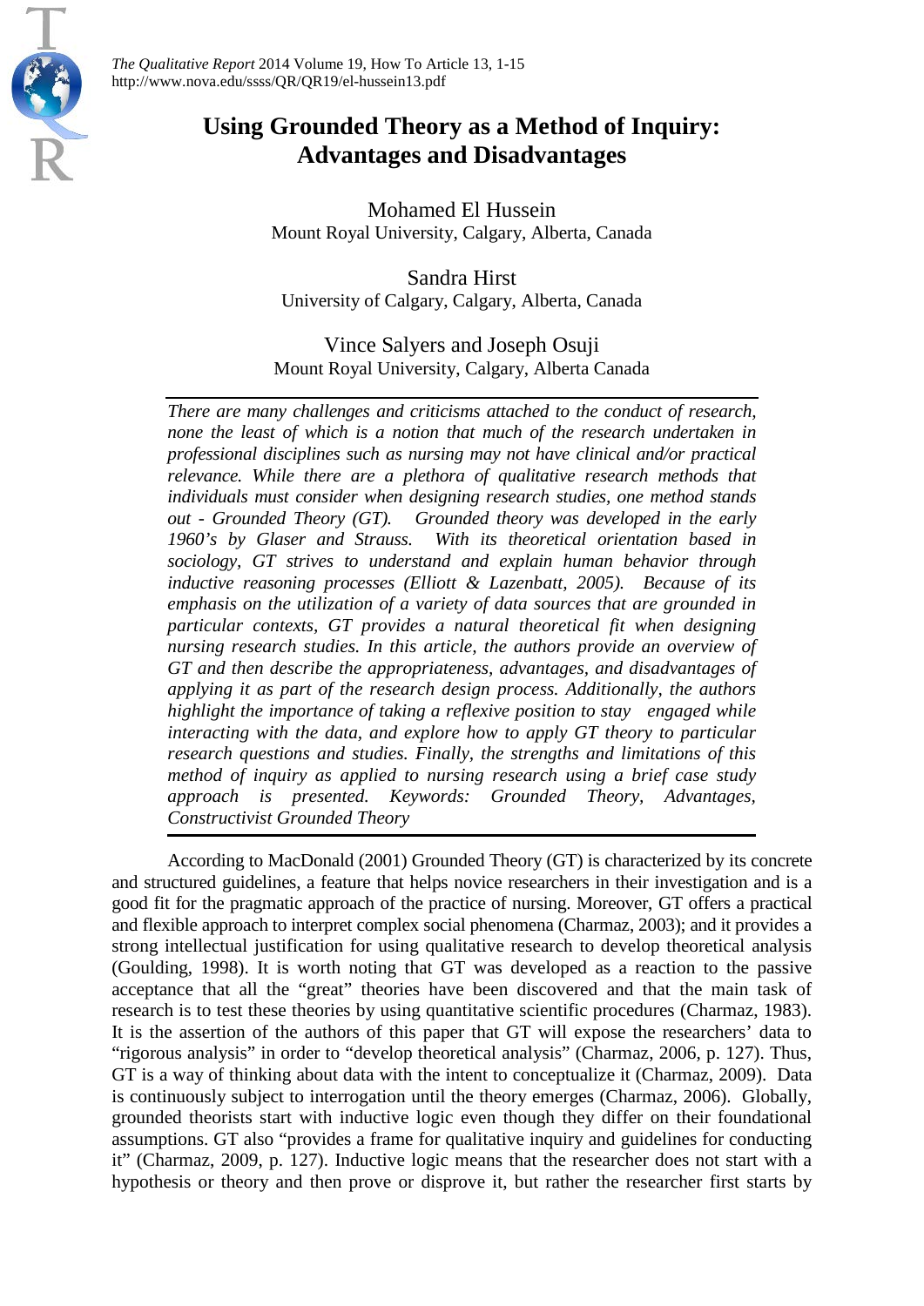# Using Grounded Theory as a Method of Inquiry: Advantages and Disadvantages

Mohamed El Hussein
Mount Royal University, Calgary, Alberta, Canada

Sandra Hirst
University of Calgary, Calgary, Alberta, Canada

Vince Salyers and Joseph Osuji
Mount Royal University, Calgary, Alberta Canada

*There are many challenges and criticisms attached to the conduct of research, none the least of which is a notion that much of the research undertaken in professional disciplines such as nursing may not have clinical and/or practical relevance. While there are a plethora of qualitative research methods that individuals must consider when designing research studies, one method stands out - Grounded Theory (GT). Grounded theory was developed in the early 1960's by Glaser and Strauss. With its theoretical orientation based in sociology, GT strives to understand and explain human behavior through inductive reasoning processes (Elliott & Lazenbatt, 2005). Because of its emphasis on the utilization of a variety of data sources that are grounded in particular contexts, GT provides a natural theoretical fit when designing nursing research studies. In this article, the authors provide an overview of GT and then describe the appropriateness, advantages, and disadvantages of applying it as part of the research design process. Additionally, the authors highlight the importance of taking a reflexive position to stay engaged while interacting with the data, and explore how to apply GT theory to particular research questions and studies. Finally, the strengths and limitations of this method of inquiry as applied to nursing research using a brief case study approach is presented. Keywords: Grounded Theory, Advantages, Constructivist Grounded Theory*

According to MacDonald (2001) Grounded Theory (GT) is characterized by its concrete and structured guidelines, a feature that helps novice researchers in their investigation and is a good fit for the pragmatic approach of the practice of nursing. Moreover, GT offers a practical and flexible approach to interpret complex social phenomena (Charmaz, 2003); and it provides a strong intellectual justification for using qualitative research to develop theoretical analysis (Goulding, 1998). It is worth noting that GT was developed as a reaction to the passive acceptance that all the "great" theories have been discovered and that the main task of research is to test these theories by using quantitative scientific procedures (Charmaz, 1983). It is the assertion of the authors of this paper that GT will expose the researchers' data to "rigorous analysis" in order to "develop theoretical analysis" (Charmaz, 2006, p. 127). Thus, GT is a way of thinking about data with the intent to conceptualize it (Charmaz, 2009). Data is continuously subject to interrogation until the theory emerges (Charmaz, 2006). Globally, grounded theorists start with inductive logic even though they differ on their foundational assumptions. GT also "provides a frame for qualitative inquiry and guidelines for conducting it" (Charmaz, 2009, p. 127). Inductive logic means that the researcher does not start with a hypothesis or theory and then prove or disprove it, but rather the researcher first starts by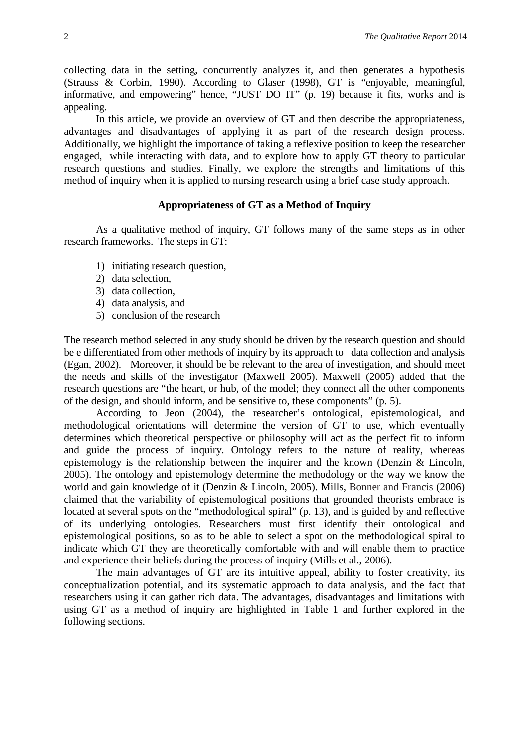collecting data in the setting, concurrently analyzes it, and then generates a hypothesis (Strauss & Corbin, 1990). According to Glaser (1998), GT is "enjoyable, meaningful, informative, and empowering" hence, "JUST DO IT" (p. 19) because it fits, works and is appealing.

In this article, we provide an overview of GT and then describe the appropriateness, advantages and disadvantages of applying it as part of the research design process. Additionally, we highlight the importance of taking a reflexive position to keep the researcher engaged, while interacting with data, and to explore how to apply GT theory to particular research questions and studies. Finally, we explore the strengths and limitations of this method of inquiry when it is applied to nursing research using a brief case study approach.

## Appropriateness of GT as a Method of Inquiry

As a qualitative method of inquiry, GT follows many of the same steps as in other research frameworks. The steps in GT:

1) initiating research question,
2) data selection,
3) data collection,
4) data analysis, and
5) conclusion of the research

The research method selected in any study should be driven by the research question and should be e differentiated from other methods of inquiry by its approach to data collection and analysis (Egan, 2002). Moreover, it should be be relevant to the area of investigation, and should meet the needs and skills of the investigator (Maxwell 2005). Maxwell (2005) added that the research questions are "the heart, or hub, of the model; they connect all the other components of the design, and should inform, and be sensitive to, these components" (p. 5).

According to Jeon (2004), the researcher's ontological, epistemological, and methodological orientations will determine the version of GT to use, which eventually determines which theoretical perspective or philosophy will act as the perfect fit to inform and guide the process of inquiry. Ontology refers to the nature of reality, whereas epistemology is the relationship between the inquirer and the known (Denzin & Lincoln, 2005). The ontology and epistemology determine the methodology or the way we know the world and gain knowledge of it (Denzin & Lincoln, 2005). Mills, Bonner and Francis (2006) claimed that the variability of epistemological positions that grounded theorists embrace is located at several spots on the "methodological spiral" (p. 13), and is guided by and reflective of its underlying ontologies. Researchers must first identify their ontological and epistemological positions, so as to be able to select a spot on the methodological spiral to indicate which GT they are theoretically comfortable with and will enable them to practice and experience their beliefs during the process of inquiry (Mills et al., 2006).

The main advantages of GT are its intuitive appeal, ability to foster creativity, its conceptualization potential, and its systematic approach to data analysis, and the fact that researchers using it can gather rich data. The advantages, disadvantages and limitations with using GT as a method of inquiry are highlighted in Table 1 and further explored in the following sections.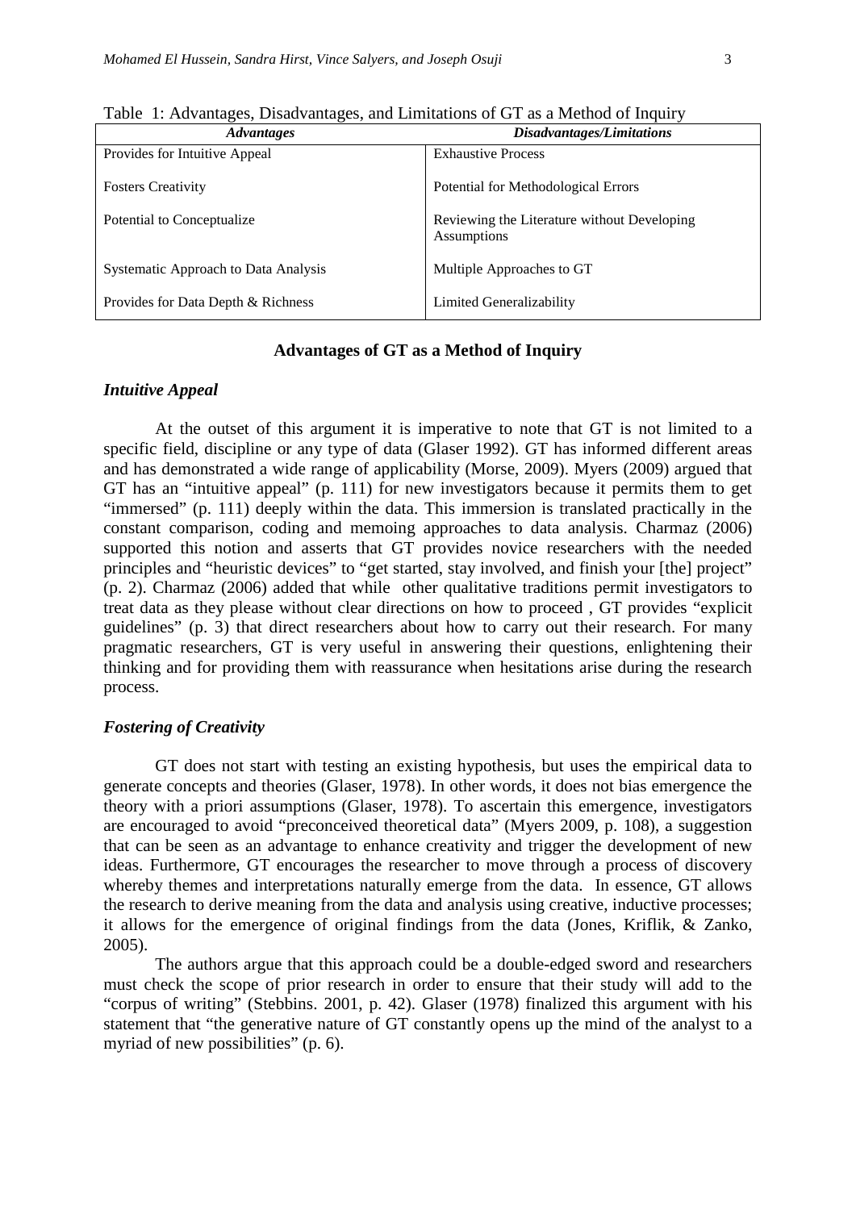Table 1: Advantages, Disadvantages, and Limitations of GT as a Method of Inquiry

| *Advantages* | *Disadvantages/Limitations* |
|---|---|
| Provides for Intuitive Appeal | Exhaustive Process |
| Fosters Creativity | Potential for Methodological Errors |
| Potential to Conceptualize | Reviewing the Literature without Developing Assumptions |
| Systematic Approach to Data Analysis | Multiple Approaches to GT |
| Provides for Data Depth & Richness | Limited Generalizability |

## Advantages of GT as a Method of Inquiry

### *Intuitive Appeal*

At the outset of this argument it is imperative to note that GT is not limited to a specific field, discipline or any type of data (Glaser 1992). GT has informed different areas and has demonstrated a wide range of applicability (Morse, 2009). Myers (2009) argued that GT has an "intuitive appeal" (p. 111) for new investigators because it permits them to get "immersed" (p. 111) deeply within the data. This immersion is translated practically in the constant comparison, coding and memoing approaches to data analysis. Charmaz (2006) supported this notion and asserts that GT provides novice researchers with the needed principles and "heuristic devices" to "get started, stay involved, and finish your [the] project" (p. 2). Charmaz (2006) added that while other qualitative traditions permit investigators to treat data as they please without clear directions on how to proceed , GT provides "explicit guidelines" (p. 3) that direct researchers about how to carry out their research. For many pragmatic researchers, GT is very useful in answering their questions, enlightening their thinking and for providing them with reassurance when hesitations arise during the research process.

### *Fostering of Creativity*

GT does not start with testing an existing hypothesis, but uses the empirical data to generate concepts and theories (Glaser, 1978). In other words, it does not bias emergence the theory with a priori assumptions (Glaser, 1978). To ascertain this emergence, investigators are encouraged to avoid "preconceived theoretical data" (Myers 2009, p. 108), a suggestion that can be seen as an advantage to enhance creativity and trigger the development of new ideas. Furthermore, GT encourages the researcher to move through a process of discovery whereby themes and interpretations naturally emerge from the data. In essence, GT allows the research to derive meaning from the data and analysis using creative, inductive processes; it allows for the emergence of original findings from the data (Jones, Kriflik, & Zanko, 2005).

The authors argue that this approach could be a double-edged sword and researchers must check the scope of prior research in order to ensure that their study will add to the "corpus of writing" (Stebbins. 2001, p. 42). Glaser (1978) finalized this argument with his statement that "the generative nature of GT constantly opens up the mind of the analyst to a myriad of new possibilities" (p. 6).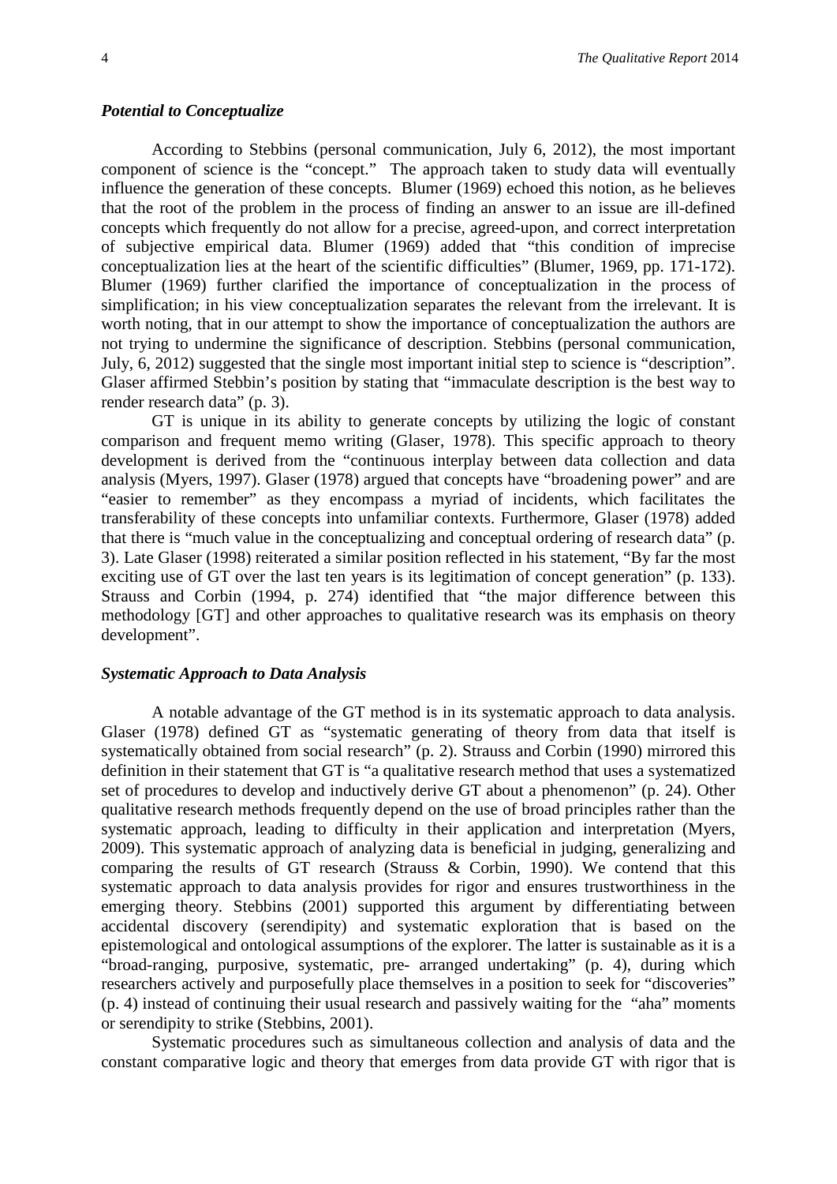### *Potential to Conceptualize*

According to Stebbins (personal communication, July 6, 2012), the most important component of science is the "concept." The approach taken to study data will eventually influence the generation of these concepts. Blumer (1969) echoed this notion, as he believes that the root of the problem in the process of finding an answer to an issue are ill-defined concepts which frequently do not allow for a precise, agreed-upon, and correct interpretation of subjective empirical data. Blumer (1969) added that "this condition of imprecise conceptualization lies at the heart of the scientific difficulties" (Blumer, 1969, pp. 171-172). Blumer (1969) further clarified the importance of conceptualization in the process of simplification; in his view conceptualization separates the relevant from the irrelevant. It is worth noting, that in our attempt to show the importance of conceptualization the authors are not trying to undermine the significance of description. Stebbins (personal communication, July, 6, 2012) suggested that the single most important initial step to science is "description". Glaser affirmed Stebbin's position by stating that "immaculate description is the best way to render research data" (p. 3).

GT is unique in its ability to generate concepts by utilizing the logic of constant comparison and frequent memo writing (Glaser, 1978). This specific approach to theory development is derived from the "continuous interplay between data collection and data analysis (Myers, 1997). Glaser (1978) argued that concepts have "broadening power" and are "easier to remember" as they encompass a myriad of incidents, which facilitates the transferability of these concepts into unfamiliar contexts. Furthermore, Glaser (1978) added that there is "much value in the conceptualizing and conceptual ordering of research data" (p. 3). Late Glaser (1998) reiterated a similar position reflected in his statement, "By far the most exciting use of GT over the last ten years is its legitimation of concept generation" (p. 133). Strauss and Corbin (1994, p. 274) identified that "the major difference between this methodology [GT] and other approaches to qualitative research was its emphasis on theory development".

### *Systematic Approach to Data Analysis*

A notable advantage of the GT method is in its systematic approach to data analysis. Glaser (1978) defined GT as "systematic generating of theory from data that itself is systematically obtained from social research" (p. 2). Strauss and Corbin (1990) mirrored this definition in their statement that GT is "a qualitative research method that uses a systematized set of procedures to develop and inductively derive GT about a phenomenon" (p. 24). Other qualitative research methods frequently depend on the use of broad principles rather than the systematic approach, leading to difficulty in their application and interpretation (Myers, 2009). This systematic approach of analyzing data is beneficial in judging, generalizing and comparing the results of GT research (Strauss & Corbin, 1990). We contend that this systematic approach to data analysis provides for rigor and ensures trustworthiness in the emerging theory. Stebbins (2001) supported this argument by differentiating between accidental discovery (serendipity) and systematic exploration that is based on the epistemological and ontological assumptions of the explorer. The latter is sustainable as it is a "broad-ranging, purposive, systematic, pre- arranged undertaking" (p. 4), during which researchers actively and purposefully place themselves in a position to seek for "discoveries" (p. 4) instead of continuing their usual research and passively waiting for the "aha" moments or serendipity to strike (Stebbins, 2001).

Systematic procedures such as simultaneous collection and analysis of data and the constant comparative logic and theory that emerges from data provide GT with rigor that is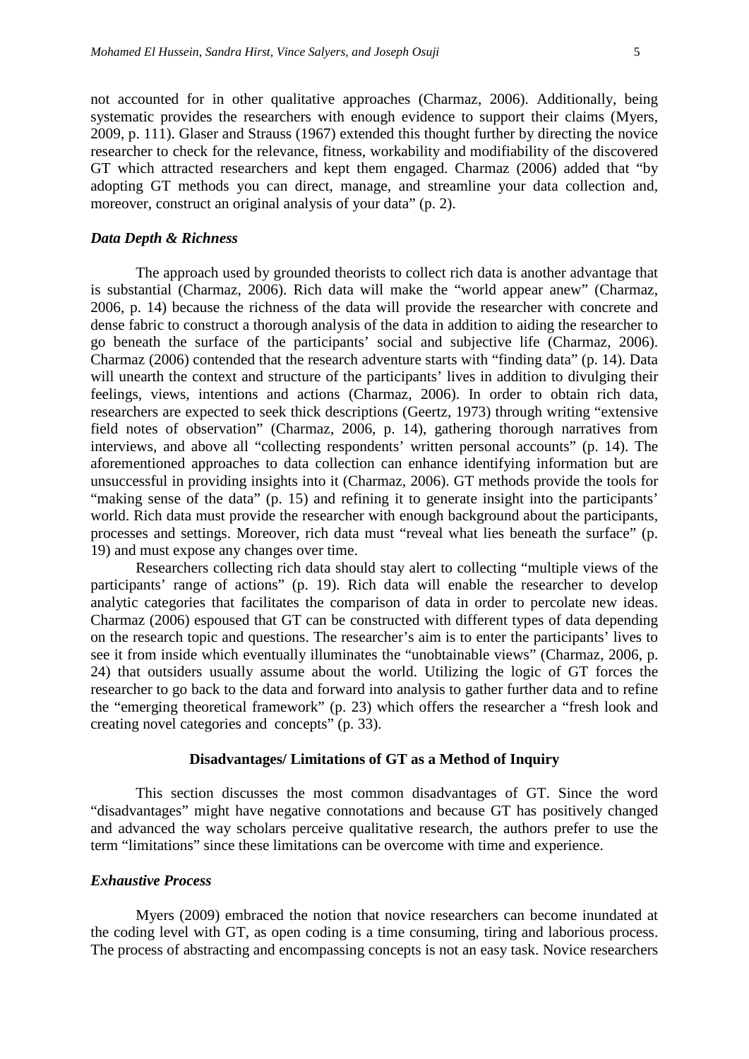not accounted for in other qualitative approaches (Charmaz, 2006). Additionally, being systematic provides the researchers with enough evidence to support their claims (Myers, 2009, p. 111). Glaser and Strauss (1967) extended this thought further by directing the novice researcher to check for the relevance, fitness, workability and modifiability of the discovered GT which attracted researchers and kept them engaged. Charmaz (2006) added that "by adopting GT methods you can direct, manage, and streamline your data collection and, moreover, construct an original analysis of your data" (p. 2).

### *Data Depth & Richness*

The approach used by grounded theorists to collect rich data is another advantage that is substantial (Charmaz, 2006). Rich data will make the "world appear anew" (Charmaz, 2006, p. 14) because the richness of the data will provide the researcher with concrete and dense fabric to construct a thorough analysis of the data in addition to aiding the researcher to go beneath the surface of the participants' social and subjective life (Charmaz, 2006). Charmaz (2006) contended that the research adventure starts with "finding data" (p. 14). Data will unearth the context and structure of the participants' lives in addition to divulging their feelings, views, intentions and actions (Charmaz, 2006). In order to obtain rich data, researchers are expected to seek thick descriptions (Geertz, 1973) through writing "extensive field notes of observation" (Charmaz, 2006, p. 14), gathering thorough narratives from interviews, and above all "collecting respondents' written personal accounts" (p. 14). The aforementioned approaches to data collection can enhance identifying information but are unsuccessful in providing insights into it (Charmaz, 2006). GT methods provide the tools for "making sense of the data" (p. 15) and refining it to generate insight into the participants' world. Rich data must provide the researcher with enough background about the participants, processes and settings. Moreover, rich data must "reveal what lies beneath the surface" (p. 19) and must expose any changes over time.

Researchers collecting rich data should stay alert to collecting "multiple views of the participants' range of actions" (p. 19). Rich data will enable the researcher to develop analytic categories that facilitates the comparison of data in order to percolate new ideas. Charmaz (2006) espoused that GT can be constructed with different types of data depending on the research topic and questions. The researcher's aim is to enter the participants' lives to see it from inside which eventually illuminates the "unobtainable views" (Charmaz, 2006, p. 24) that outsiders usually assume about the world. Utilizing the logic of GT forces the researcher to go back to the data and forward into analysis to gather further data and to refine the "emerging theoretical framework" (p. 23) which offers the researcher a "fresh look and creating novel categories and concepts" (p. 33).

## Disadvantages/ Limitations of GT as a Method of Inquiry

This section discusses the most common disadvantages of GT. Since the word "disadvantages" might have negative connotations and because GT has positively changed and advanced the way scholars perceive qualitative research, the authors prefer to use the term "limitations" since these limitations can be overcome with time and experience.

### *Exhaustive Process*

Myers (2009) embraced the notion that novice researchers can become inundated at the coding level with GT, as open coding is a time consuming, tiring and laborious process. The process of abstracting and encompassing concepts is not an easy task. Novice researchers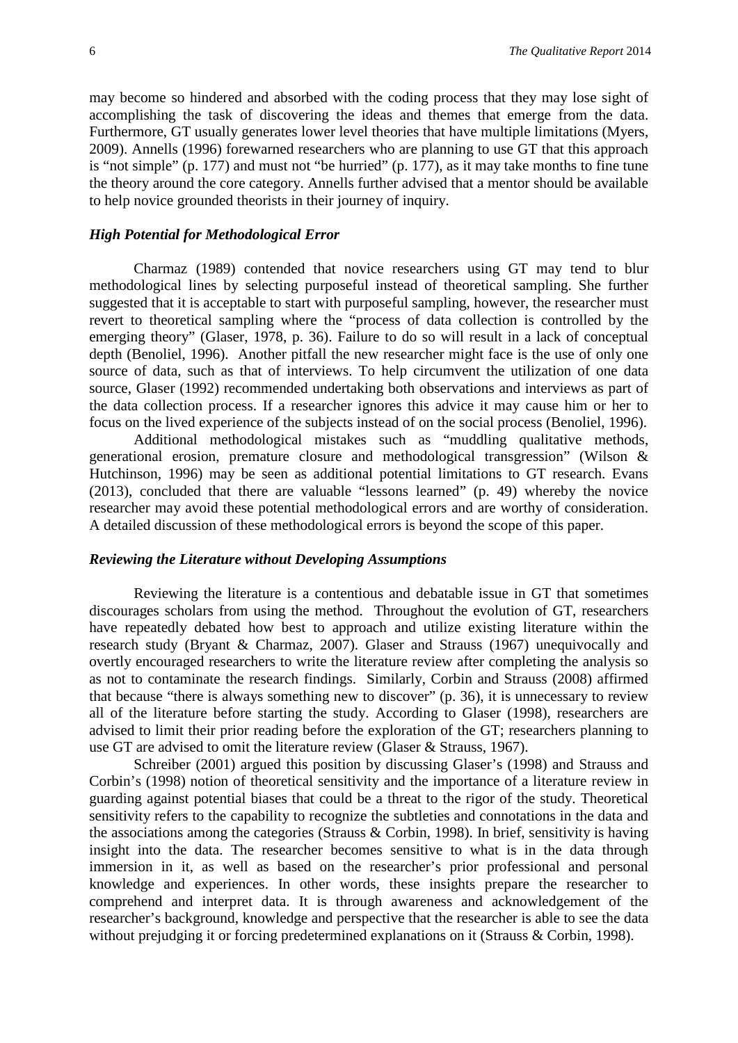may become so hindered and absorbed with the coding process that they may lose sight of accomplishing the task of discovering the ideas and themes that emerge from the data. Furthermore, GT usually generates lower level theories that have multiple limitations (Myers, 2009). Annells (1996) forewarned researchers who are planning to use GT that this approach is "not simple" (p. 177) and must not "be hurried" (p. 177), as it may take months to fine tune the theory around the core category. Annells further advised that a mentor should be available to help novice grounded theorists in their journey of inquiry.

### *High Potential for Methodological Error*

Charmaz (1989) contended that novice researchers using GT may tend to blur methodological lines by selecting purposeful instead of theoretical sampling. She further suggested that it is acceptable to start with purposeful sampling, however, the researcher must revert to theoretical sampling where the "process of data collection is controlled by the emerging theory" (Glaser, 1978, p. 36). Failure to do so will result in a lack of conceptual depth (Benoliel, 1996). Another pitfall the new researcher might face is the use of only one source of data, such as that of interviews. To help circumvent the utilization of one data source, Glaser (1992) recommended undertaking both observations and interviews as part of the data collection process. If a researcher ignores this advice it may cause him or her to focus on the lived experience of the subjects instead of on the social process (Benoliel, 1996).

Additional methodological mistakes such as "muddling qualitative methods, generational erosion, premature closure and methodological transgression" (Wilson & Hutchinson, 1996) may be seen as additional potential limitations to GT research. Evans (2013), concluded that there are valuable "lessons learned" (p. 49) whereby the novice researcher may avoid these potential methodological errors and are worthy of consideration. A detailed discussion of these methodological errors is beyond the scope of this paper.

### *Reviewing the Literature without Developing Assumptions*

Reviewing the literature is a contentious and debatable issue in GT that sometimes discourages scholars from using the method. Throughout the evolution of GT, researchers have repeatedly debated how best to approach and utilize existing literature within the research study (Bryant & Charmaz, 2007). Glaser and Strauss (1967) unequivocally and overtly encouraged researchers to write the literature review after completing the analysis so as not to contaminate the research findings. Similarly, Corbin and Strauss (2008) affirmed that because "there is always something new to discover" (p. 36), it is unnecessary to review all of the literature before starting the study. According to Glaser (1998), researchers are advised to limit their prior reading before the exploration of the GT; researchers planning to use GT are advised to omit the literature review (Glaser & Strauss, 1967).

Schreiber (2001) argued this position by discussing Glaser's (1998) and Strauss and Corbin's (1998) notion of theoretical sensitivity and the importance of a literature review in guarding against potential biases that could be a threat to the rigor of the study. Theoretical sensitivity refers to the capability to recognize the subtleties and connotations in the data and the associations among the categories (Strauss & Corbin, 1998). In brief, sensitivity is having insight into the data. The researcher becomes sensitive to what is in the data through immersion in it, as well as based on the researcher's prior professional and personal knowledge and experiences. In other words, these insights prepare the researcher to comprehend and interpret data. It is through awareness and acknowledgement of the researcher's background, knowledge and perspective that the researcher is able to see the data without prejudging it or forcing predetermined explanations on it (Strauss & Corbin, 1998).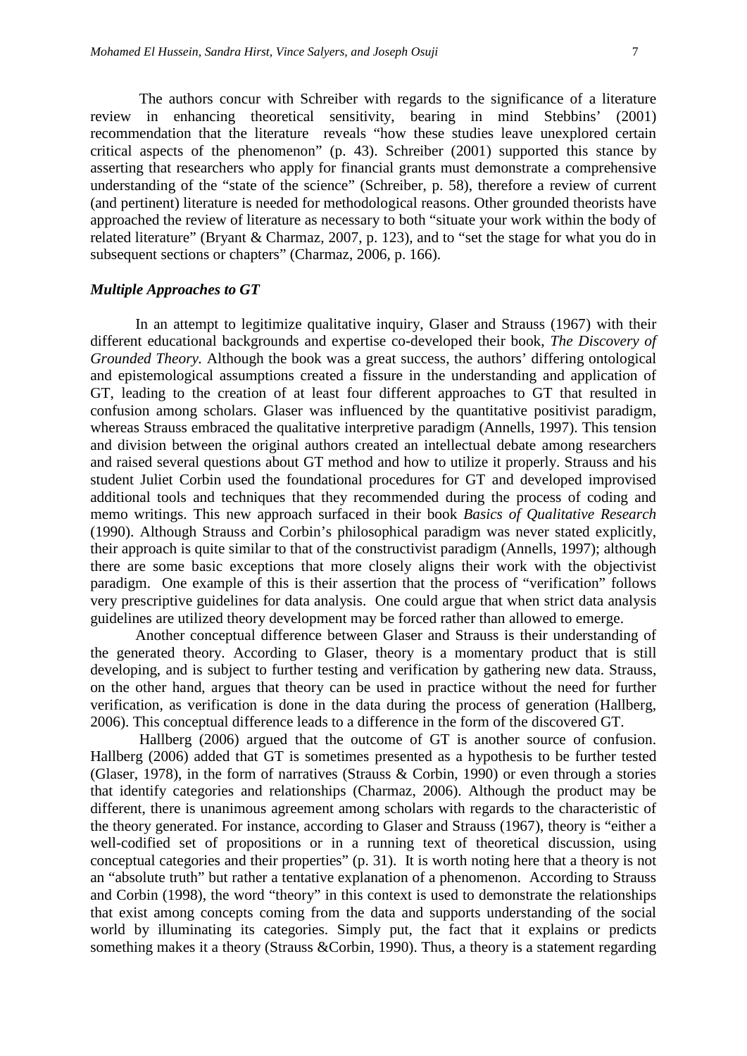The authors concur with Schreiber with regards to the significance of a literature review in enhancing theoretical sensitivity, bearing in mind Stebbins' (2001) recommendation that the literature reveals "how these studies leave unexplored certain critical aspects of the phenomenon" (p. 43). Schreiber (2001) supported this stance by asserting that researchers who apply for financial grants must demonstrate a comprehensive understanding of the "state of the science" (Schreiber, p. 58), therefore a review of current (and pertinent) literature is needed for methodological reasons. Other grounded theorists have approached the review of literature as necessary to both "situate your work within the body of related literature" (Bryant & Charmaz, 2007, p. 123), and to "set the stage for what you do in subsequent sections or chapters" (Charmaz, 2006, p. 166).

### *Multiple Approaches to GT*

In an attempt to legitimize qualitative inquiry, Glaser and Strauss (1967) with their different educational backgrounds and expertise co-developed their book, *The Discovery of Grounded Theory.* Although the book was a great success, the authors' differing ontological and epistemological assumptions created a fissure in the understanding and application of GT, leading to the creation of at least four different approaches to GT that resulted in confusion among scholars. Glaser was influenced by the quantitative positivist paradigm, whereas Strauss embraced the qualitative interpretive paradigm (Annells, 1997). This tension and division between the original authors created an intellectual debate among researchers and raised several questions about GT method and how to utilize it properly. Strauss and his student Juliet Corbin used the foundational procedures for GT and developed improvised additional tools and techniques that they recommended during the process of coding and memo writings. This new approach surfaced in their book *Basics of Qualitative Research* (1990). Although Strauss and Corbin's philosophical paradigm was never stated explicitly, their approach is quite similar to that of the constructivist paradigm (Annells, 1997); although there are some basic exceptions that more closely aligns their work with the objectivist paradigm. One example of this is their assertion that the process of "verification" follows very prescriptive guidelines for data analysis. One could argue that when strict data analysis guidelines are utilized theory development may be forced rather than allowed to emerge.

Another conceptual difference between Glaser and Strauss is their understanding of the generated theory. According to Glaser, theory is a momentary product that is still developing, and is subject to further testing and verification by gathering new data. Strauss, on the other hand, argues that theory can be used in practice without the need for further verification, as verification is done in the data during the process of generation (Hallberg, 2006). This conceptual difference leads to a difference in the form of the discovered GT.

Hallberg (2006) argued that the outcome of GT is another source of confusion. Hallberg (2006) added that GT is sometimes presented as a hypothesis to be further tested (Glaser, 1978), in the form of narratives (Strauss & Corbin, 1990) or even through a stories that identify categories and relationships (Charmaz, 2006). Although the product may be different, there is unanimous agreement among scholars with regards to the characteristic of the theory generated. For instance, according to Glaser and Strauss (1967), theory is "either a well-codified set of propositions or in a running text of theoretical discussion, using conceptual categories and their properties" (p. 31). It is worth noting here that a theory is not an "absolute truth" but rather a tentative explanation of a phenomenon. According to Strauss and Corbin (1998), the word "theory" in this context is used to demonstrate the relationships that exist among concepts coming from the data and supports understanding of the social world by illuminating its categories. Simply put, the fact that it explains or predicts something makes it a theory (Strauss &Corbin, 1990). Thus, a theory is a statement regarding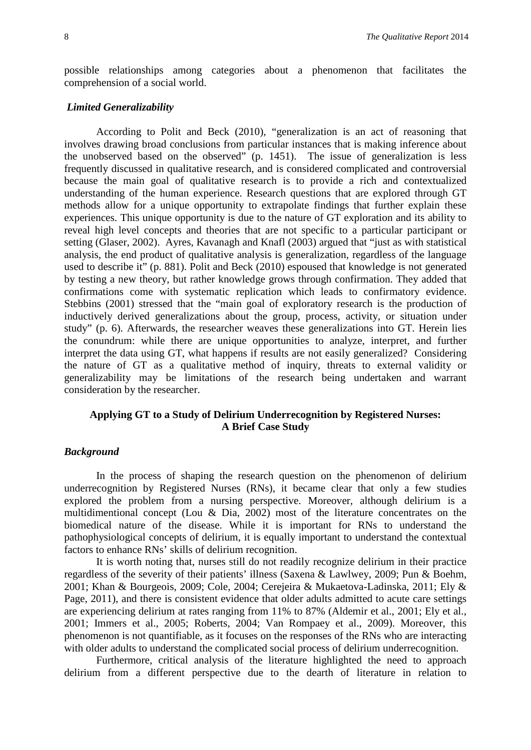possible relationships among categories about a phenomenon that facilitates the comprehension of a social world.

### *Limited Generalizability*

According to Polit and Beck (2010), "generalization is an act of reasoning that involves drawing broad conclusions from particular instances that is making inference about the unobserved based on the observed" (p. 1451). The issue of generalization is less frequently discussed in qualitative research, and is considered complicated and controversial because the main goal of qualitative research is to provide a rich and contextualized understanding of the human experience. Research questions that are explored through GT methods allow for a unique opportunity to extrapolate findings that further explain these experiences. This unique opportunity is due to the nature of GT exploration and its ability to reveal high level concepts and theories that are not specific to a particular participant or setting (Glaser, 2002). Ayres, Kavanagh and Knafl (2003) argued that "just as with statistical analysis, the end product of qualitative analysis is generalization, regardless of the language used to describe it" (p. 881). Polit and Beck (2010) espoused that knowledge is not generated by testing a new theory, but rather knowledge grows through confirmation. They added that confirmations come with systematic replication which leads to confirmatory evidence. Stebbins (2001) stressed that the "main goal of exploratory research is the production of inductively derived generalizations about the group, process, activity, or situation under study" (p. 6). Afterwards, the researcher weaves these generalizations into GT. Herein lies the conundrum: while there are unique opportunities to analyze, interpret, and further interpret the data using GT, what happens if results are not easily generalized? Considering the nature of GT as a qualitative method of inquiry, threats to external validity or generalizability may be limitations of the research being undertaken and warrant consideration by the researcher.

## Applying GT to a Study of Delirium Underrecognition by Registered Nurses: A Brief Case Study

### *Background*

In the process of shaping the research question on the phenomenon of delirium underrecognition by Registered Nurses (RNs), it became clear that only a few studies explored the problem from a nursing perspective. Moreover, although delirium is a multidimentional concept (Lou & Dia, 2002) most of the literature concentrates on the biomedical nature of the disease. While it is important for RNs to understand the pathophysiological concepts of delirium, it is equally important to understand the contextual factors to enhance RNs' skills of delirium recognition.

It is worth noting that, nurses still do not readily recognize delirium in their practice regardless of the severity of their patients' illness (Saxena & Lawlwey, 2009; Pun & Boehm, 2001; Khan & Bourgeois, 2009; Cole, 2004; Cerejeira & Mukaetova-Ladinska, 2011; Ely & Page, 2011), and there is consistent evidence that older adults admitted to acute care settings are experiencing delirium at rates ranging from 11% to 87% (Aldemir et al., 2001; Ely et al., 2001; Immers et al., 2005; Roberts, 2004; Van Rompaey et al., 2009). Moreover, this phenomenon is not quantifiable, as it focuses on the responses of the RNs who are interacting with older adults to understand the complicated social process of delirium underrecognition.

Furthermore, critical analysis of the literature highlighted the need to approach delirium from a different perspective due to the dearth of literature in relation to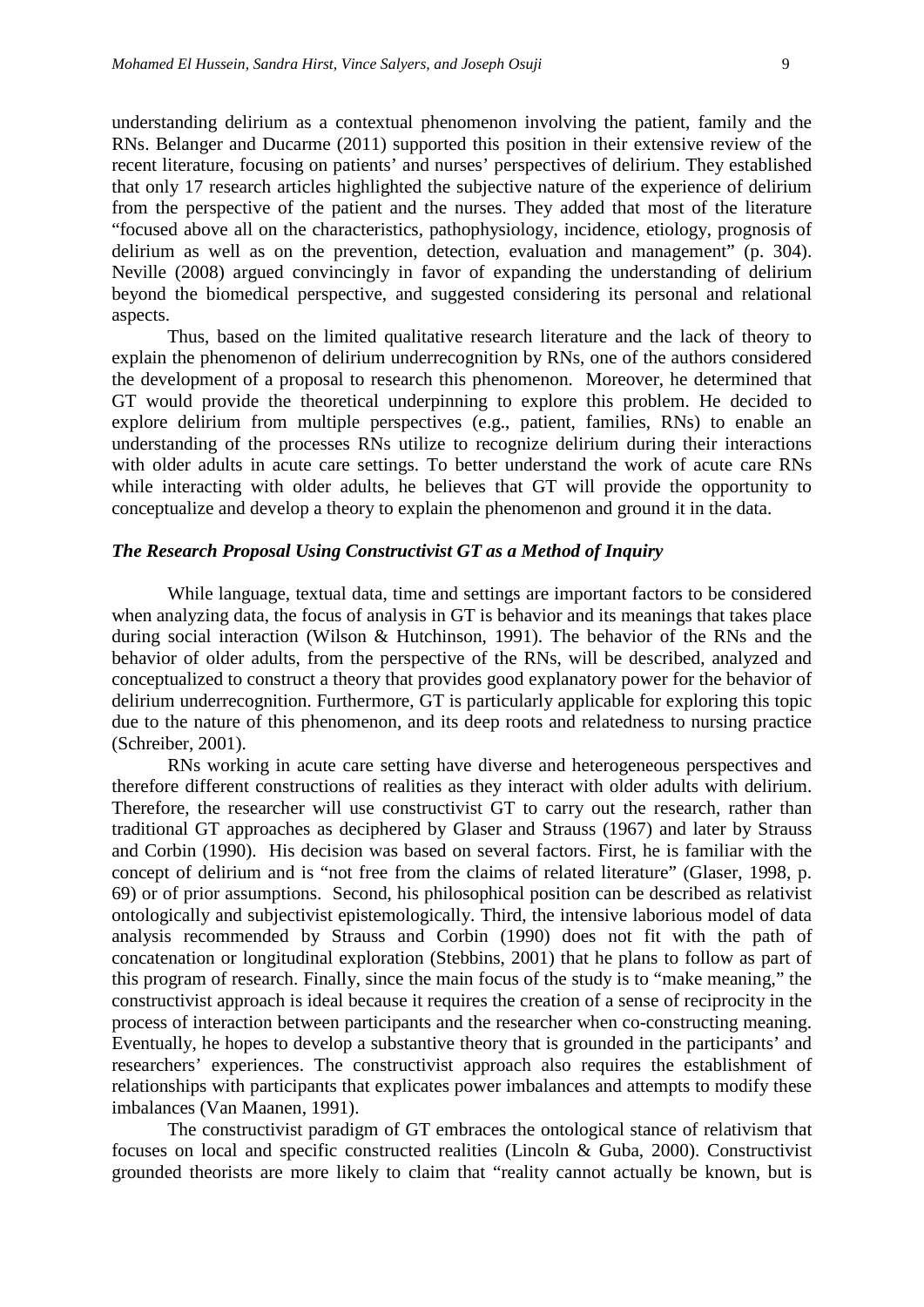understanding delirium as a contextual phenomenon involving the patient, family and the RNs. Belanger and Ducarme (2011) supported this position in their extensive review of the recent literature, focusing on patients' and nurses' perspectives of delirium. They established that only 17 research articles highlighted the subjective nature of the experience of delirium from the perspective of the patient and the nurses. They added that most of the literature "focused above all on the characteristics, pathophysiology, incidence, etiology, prognosis of delirium as well as on the prevention, detection, evaluation and management" (p. 304). Neville (2008) argued convincingly in favor of expanding the understanding of delirium beyond the biomedical perspective, and suggested considering its personal and relational aspects.

Thus, based on the limited qualitative research literature and the lack of theory to explain the phenomenon of delirium underrecognition by RNs, one of the authors considered the development of a proposal to research this phenomenon. Moreover, he determined that GT would provide the theoretical underpinning to explore this problem. He decided to explore delirium from multiple perspectives (e.g., patient, families, RNs) to enable an understanding of the processes RNs utilize to recognize delirium during their interactions with older adults in acute care settings. To better understand the work of acute care RNs while interacting with older adults, he believes that GT will provide the opportunity to conceptualize and develop a theory to explain the phenomenon and ground it in the data.

### *The Research Proposal Using Constructivist GT as a Method of Inquiry*

While language, textual data, time and settings are important factors to be considered when analyzing data, the focus of analysis in GT is behavior and its meanings that takes place during social interaction (Wilson & Hutchinson, 1991). The behavior of the RNs and the behavior of older adults, from the perspective of the RNs, will be described, analyzed and conceptualized to construct a theory that provides good explanatory power for the behavior of delirium underrecognition. Furthermore, GT is particularly applicable for exploring this topic due to the nature of this phenomenon, and its deep roots and relatedness to nursing practice (Schreiber, 2001).

RNs working in acute care setting have diverse and heterogeneous perspectives and therefore different constructions of realities as they interact with older adults with delirium. Therefore, the researcher will use constructivist GT to carry out the research, rather than traditional GT approaches as deciphered by Glaser and Strauss (1967) and later by Strauss and Corbin (1990). His decision was based on several factors. First, he is familiar with the concept of delirium and is "not free from the claims of related literature" (Glaser, 1998, p. 69) or of prior assumptions. Second, his philosophical position can be described as relativist ontologically and subjectivist epistemologically. Third, the intensive laborious model of data analysis recommended by Strauss and Corbin (1990) does not fit with the path of concatenation or longitudinal exploration (Stebbins, 2001) that he plans to follow as part of this program of research. Finally, since the main focus of the study is to "make meaning," the constructivist approach is ideal because it requires the creation of a sense of reciprocity in the process of interaction between participants and the researcher when co-constructing meaning. Eventually, he hopes to develop a substantive theory that is grounded in the participants' and researchers' experiences. The constructivist approach also requires the establishment of relationships with participants that explicates power imbalances and attempts to modify these imbalances (Van Maanen, 1991).

The constructivist paradigm of GT embraces the ontological stance of relativism that focuses on local and specific constructed realities (Lincoln & Guba, 2000). Constructivist grounded theorists are more likely to claim that "reality cannot actually be known, but is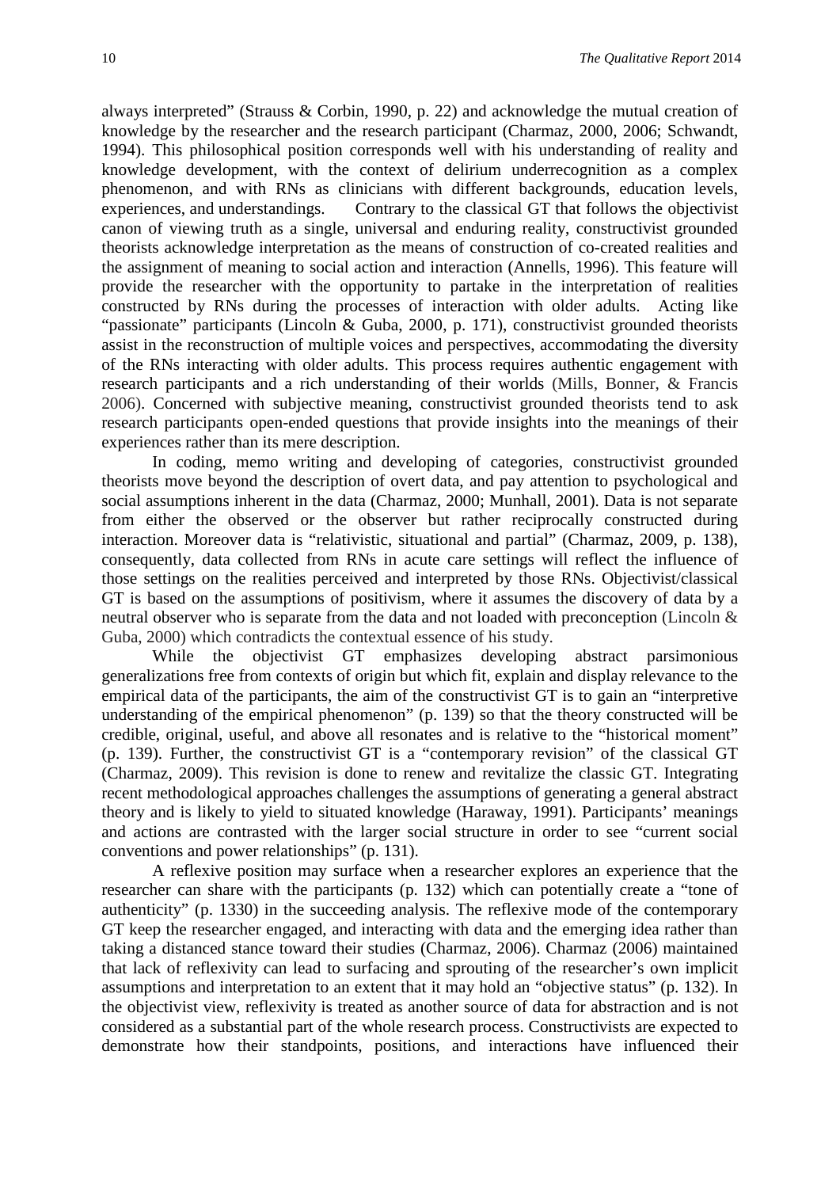always interpreted" (Strauss & Corbin, 1990, p. 22) and acknowledge the mutual creation of knowledge by the researcher and the research participant (Charmaz, 2000, 2006; Schwandt, 1994). This philosophical position corresponds well with his understanding of reality and knowledge development, with the context of delirium underrecognition as a complex phenomenon, and with RNs as clinicians with different backgrounds, education levels, experiences, and understandings. Contrary to the classical GT that follows the objectivist canon of viewing truth as a single, universal and enduring reality, constructivist grounded theorists acknowledge interpretation as the means of construction of co-created realities and the assignment of meaning to social action and interaction (Annells, 1996). This feature will provide the researcher with the opportunity to partake in the interpretation of realities constructed by RNs during the processes of interaction with older adults. Acting like "passionate" participants (Lincoln & Guba, 2000, p. 171), constructivist grounded theorists assist in the reconstruction of multiple voices and perspectives, accommodating the diversity of the RNs interacting with older adults. This process requires authentic engagement with research participants and a rich understanding of their worlds (Mills, Bonner, & Francis 2006). Concerned with subjective meaning, constructivist grounded theorists tend to ask research participants open-ended questions that provide insights into the meanings of their experiences rather than its mere description.

In coding, memo writing and developing of categories, constructivist grounded theorists move beyond the description of overt data, and pay attention to psychological and social assumptions inherent in the data (Charmaz, 2000; Munhall, 2001). Data is not separate from either the observed or the observer but rather reciprocally constructed during interaction. Moreover data is "relativistic, situational and partial" (Charmaz, 2009, p. 138), consequently, data collected from RNs in acute care settings will reflect the influence of those settings on the realities perceived and interpreted by those RNs. Objectivist/classical GT is based on the assumptions of positivism, where it assumes the discovery of data by a neutral observer who is separate from the data and not loaded with preconception (Lincoln & Guba, 2000) which contradicts the contextual essence of his study.

While the objectivist GT emphasizes developing abstract parsimonious generalizations free from contexts of origin but which fit, explain and display relevance to the empirical data of the participants, the aim of the constructivist GT is to gain an "interpretive understanding of the empirical phenomenon" (p. 139) so that the theory constructed will be credible, original, useful, and above all resonates and is relative to the "historical moment" (p. 139). Further, the constructivist GT is a "contemporary revision" of the classical GT (Charmaz, 2009). This revision is done to renew and revitalize the classic GT. Integrating recent methodological approaches challenges the assumptions of generating a general abstract theory and is likely to yield to situated knowledge (Haraway, 1991). Participants' meanings and actions are contrasted with the larger social structure in order to see "current social conventions and power relationships" (p. 131).

A reflexive position may surface when a researcher explores an experience that the researcher can share with the participants (p. 132) which can potentially create a "tone of authenticity" (p. 1330) in the succeeding analysis. The reflexive mode of the contemporary GT keep the researcher engaged, and interacting with data and the emerging idea rather than taking a distanced stance toward their studies (Charmaz, 2006). Charmaz (2006) maintained that lack of reflexivity can lead to surfacing and sprouting of the researcher's own implicit assumptions and interpretation to an extent that it may hold an "objective status" (p. 132). In the objectivist view, reflexivity is treated as another source of data for abstraction and is not considered as a substantial part of the whole research process. Constructivists are expected to demonstrate how their standpoints, positions, and interactions have influenced their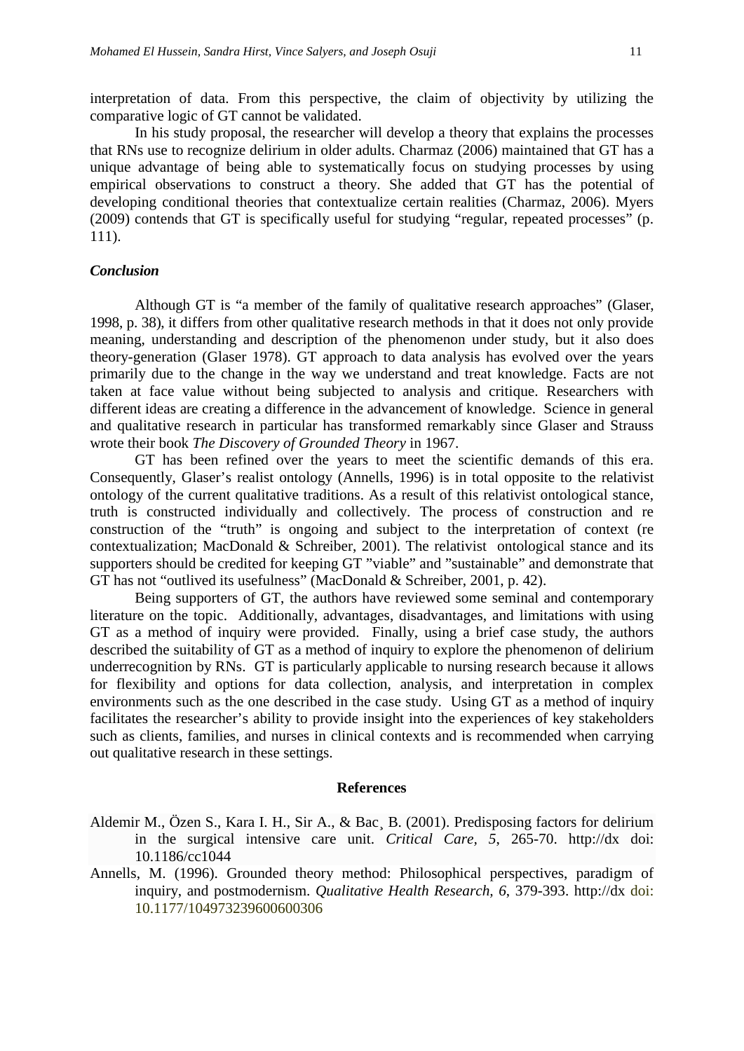interpretation of data. From this perspective, the claim of objectivity by utilizing the comparative logic of GT cannot be validated.

In his study proposal, the researcher will develop a theory that explains the processes that RNs use to recognize delirium in older adults. Charmaz (2006) maintained that GT has a unique advantage of being able to systematically focus on studying processes by using empirical observations to construct a theory. She added that GT has the potential of developing conditional theories that contextualize certain realities (Charmaz, 2006). Myers (2009) contends that GT is specifically useful for studying "regular, repeated processes" (p. 111).

### *Conclusion*

Although GT is "a member of the family of qualitative research approaches" (Glaser, 1998, p. 38), it differs from other qualitative research methods in that it does not only provide meaning, understanding and description of the phenomenon under study, but it also does theory-generation (Glaser 1978). GT approach to data analysis has evolved over the years primarily due to the change in the way we understand and treat knowledge. Facts are not taken at face value without being subjected to analysis and critique. Researchers with different ideas are creating a difference in the advancement of knowledge. Science in general and qualitative research in particular has transformed remarkably since Glaser and Strauss wrote their book *The Discovery of Grounded Theory* in 1967.

GT has been refined over the years to meet the scientific demands of this era. Consequently, Glaser's realist ontology (Annells, 1996) is in total opposite to the relativist ontology of the current qualitative traditions. As a result of this relativist ontological stance, truth is constructed individually and collectively. The process of construction and re construction of the "truth" is ongoing and subject to the interpretation of context (re contextualization; MacDonald & Schreiber, 2001). The relativist ontological stance and its supporters should be credited for keeping GT "viable" and "sustainable" and demonstrate that GT has not "outlived its usefulness" (MacDonald & Schreiber, 2001, p. 42).

Being supporters of GT, the authors have reviewed some seminal and contemporary literature on the topic. Additionally, advantages, disadvantages, and limitations with using GT as a method of inquiry were provided. Finally, using a brief case study, the authors described the suitability of GT as a method of inquiry to explore the phenomenon of delirium underrecognition by RNs. GT is particularly applicable to nursing research because it allows for flexibility and options for data collection, analysis, and interpretation in complex environments such as the one described in the case study. Using GT as a method of inquiry facilitates the researcher's ability to provide insight into the experiences of key stakeholders such as clients, families, and nurses in clinical contexts and is recommended when carrying out qualitative research in these settings.

## References

Aldemir M., Özen S., Kara I. H., Sir A., & Bac¸ B. (2001). Predisposing factors for delirium in the surgical intensive care unit. *Critical Care, 5,* 265-70. http://dx doi: 10.1186/cc1044

Annells, M. (1996). Grounded theory method: Philosophical perspectives, paradigm of inquiry, and postmodernism. *Qualitative Health Research, 6,* 379-393. http://dx doi: 10.1177/104973239600600306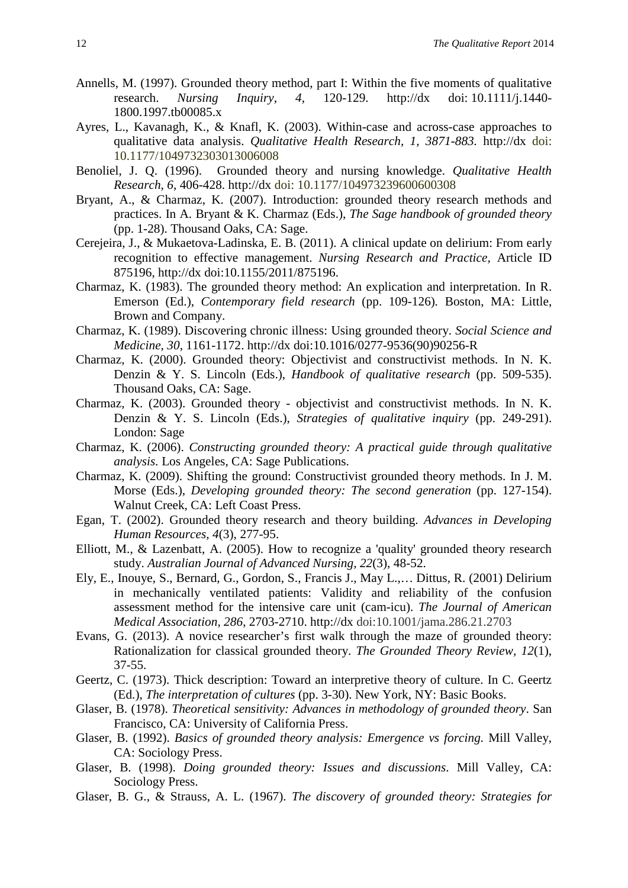Annells, M. (1997). Grounded theory method, part I: Within the five moments of qualitative research. *Nursing Inquiry*, *4*, 120-129. http://dx doi: 10.1111/j.1440-1800.1997.tb00085.x

Ayres, L., Kavanagh, K., & Knafl, K. (2003). Within-case and across-case approaches to qualitative data analysis. *Qualitative Health Research, 1, 3871-883.* http://dx doi: 10.1177/1049732303013006008

Benoliel, J. Q. (1996). Grounded theory and nursing knowledge. *Qualitative Health Research, 6*, 406-428. http://dx doi: 10.1177/104973239600600308

Bryant, A., & Charmaz, K. (2007). Introduction: grounded theory research methods and practices. In A. Bryant & K. Charmaz (Eds.), *The Sage handbook of grounded theory* (pp. 1-28). Thousand Oaks, CA: Sage.

Cerejeira, J., & Mukaetova-Ladinska, E. B. (2011). A clinical update on delirium: From early recognition to effective management. *Nursing Research and Practice*, Article ID 875196, http://dx doi:10.1155/2011/875196.

Charmaz, K. (1983). The grounded theory method: An explication and interpretation. In R. Emerson (Ed.), *Contemporary field research* (pp. 109-126). Boston, MA: Little, Brown and Company.

Charmaz, K. (1989). Discovering chronic illness: Using grounded theory. *Social Science and Medicine, 30*, 1161-1172. http://dx doi:10.1016/0277-9536(90)90256-R

Charmaz, K. (2000). Grounded theory: Objectivist and constructivist methods. In N. K. Denzin & Y. S. Lincoln (Eds.), *Handbook of qualitative research* (pp. 509-535). Thousand Oaks, CA: Sage.

Charmaz, K. (2003). Grounded theory - objectivist and constructivist methods. In N. K. Denzin & Y. S. Lincoln (Eds.), *Strategies of qualitative inquiry* (pp. 249-291). London: Sage

Charmaz, K. (2006). *Constructing grounded theory: A practical guide through qualitative analysis*. Los Angeles, CA: Sage Publications.

Charmaz, K. (2009). Shifting the ground: Constructivist grounded theory methods. In J. M. Morse (Eds.), *Developing grounded theory: The second generation* (pp. 127-154). Walnut Creek, CA: Left Coast Press.

Egan, T. (2002). Grounded theory research and theory building. *Advances in Developing Human Resources, 4*(3), 277-95.

Elliott, M., & Lazenbatt, A. (2005). How to recognize a 'quality' grounded theory research study. *Australian Journal of Advanced Nursing, 22*(3), 48-52.

Ely, E., Inouye, S., Bernard, G., Gordon, S., Francis J., May L.,… Dittus, R. (2001) Delirium in mechanically ventilated patients: Validity and reliability of the confusion assessment method for the intensive care unit (cam-icu). *The Journal of American Medical Association, 286*, 2703-2710. http://dx doi:10.1001/jama.286.21.2703

Evans, G. (2013). A novice researcher's first walk through the maze of grounded theory: Rationalization for classical grounded theory. *The Grounded Theory Review, 12*(1), 37-55.

Geertz, C. (1973). Thick description: Toward an interpretive theory of culture. In C. Geertz (Ed.), *The interpretation of cultures* (pp. 3-30). New York, NY: Basic Books.

Glaser, B. (1978). *Theoretical sensitivity: Advances in methodology of grounded theory*. San Francisco, CA: University of California Press.

Glaser, B. (1992). *Basics of grounded theory analysis: Emergence vs forcing.* Mill Valley, CA: Sociology Press.

Glaser, B. (1998). *Doing grounded theory: Issues and discussions*. Mill Valley, CA: Sociology Press.

Glaser, B. G., & Strauss, A. L. (1967). *The discovery of grounded theory: Strategies for*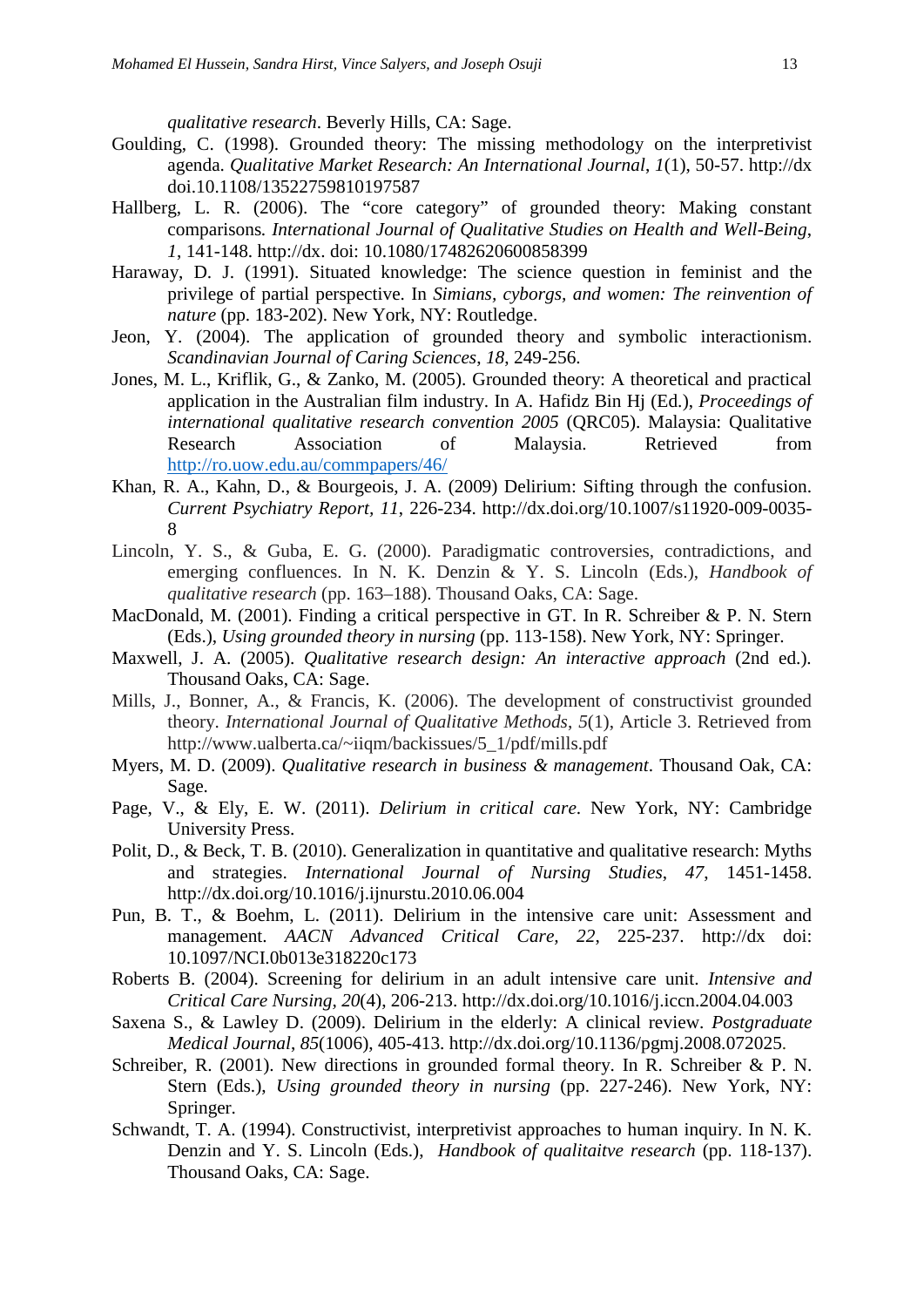*qualitative research*. Beverly Hills, CA: Sage.

Goulding, C. (1998). Grounded theory: The missing methodology on the interpretivist agenda. *Qualitative Market Research: An International Journal*, *1*(1), 50-57. http://dx doi.10.1108/13522759810197587

Hallberg, L. R. (2006). The "core category" of grounded theory: Making constant comparisons*.* *International Journal of Qualitative Studies on Health and Well-Being*, *1*, 141-148. http://dx. doi: 10.1080/17482620600858399

Haraway, D. J. (1991). Situated knowledge: The science question in feminist and the privilege of partial perspective. In *Simians, cyborgs, and women: The reinvention of nature* (pp. 183-202). New York, NY: Routledge.

Jeon, Y. (2004). The application of grounded theory and symbolic interactionism. *Scandinavian Journal of Caring Sciences*, *18*, 249-256.

Jones, M. L., Kriflik, G., & Zanko, M. (2005). Grounded theory: A theoretical and practical application in the Australian film industry. In A. Hafidz Bin Hj (Ed.), *Proceedings of international qualitative research convention 2005* (QRC05). Malaysia: Qualitative Research Association of Malaysia. Retrieved from http://ro.uow.edu.au/commpapers/46/

Khan, R. A., Kahn, D., & Bourgeois, J. A. (2009) Delirium: Sifting through the confusion. *Current Psychiatry Report, 11*, 226-234. http://dx.doi.org/10.1007/s11920-009-0035-8

Lincoln, Y. S., & Guba, E. G. (2000). Paradigmatic controversies, contradictions, and emerging confluences. In N. K. Denzin & Y. S. Lincoln (Eds.), *Handbook of qualitative research* (pp. 163–188). Thousand Oaks, CA: Sage.

MacDonald, M. (2001). Finding a critical perspective in GT. In R. Schreiber & P. N. Stern (Eds.), *Using grounded theory in nursing* (pp. 113-158). New York, NY: Springer.

Maxwell, J. A. (2005). *Qualitative research design: An interactive approach* (2nd ed.). Thousand Oaks, CA: Sage.

Mills, J., Bonner, A., & Francis, K. (2006). The development of constructivist grounded theory. *International Journal of Qualitative Methods*, *5*(1), Article 3. Retrieved from http://www.ualberta.ca/~iiqm/backissues/5_1/pdf/mills.pdf

Myers, M. D. (2009). *Qualitative research in business & management*. Thousand Oak, CA: Sage.

Page, V., & Ely, E. W. (2011). *Delirium in critical care*. New York, NY: Cambridge University Press.

Polit, D., & Beck, T. B. (2010). Generalization in quantitative and qualitative research: Myths and strategies. *International Journal of Nursing Studies*, *47*, 1451-1458. http://dx.doi.org/10.1016/j.ijnurstu.2010.06.004

Pun, B. T., & Boehm, L. (2011). Delirium in the intensive care unit: Assessment and management. *AACN Advanced Critical Care, 22*, 225-237. http://dx doi: 10.1097/NCI.0b013e318220c173

Roberts B. (2004). Screening for delirium in an adult intensive care unit. *Intensive and Critical Care Nursing*, *20*(4), 206-213. http://dx.doi.org/10.1016/j.iccn.2004.04.003

Saxena S., & Lawley D. (2009). Delirium in the elderly: A clinical review. *Postgraduate Medical Journal*, *85*(1006), 405-413. http://dx.doi.org/10.1136/pgmj.2008.072025.

Schreiber, R. (2001). New directions in grounded formal theory. In R. Schreiber & P. N. Stern (Eds.), *Using grounded theory in nursing* (pp. 227-246). New York, NY: Springer.

Schwandt, T. A. (1994). Constructivist, interpretivist approaches to human inquiry. In N. K. Denzin and Y. S. Lincoln (Eds.), *Handbook of qualitaitve research* (pp. 118-137). Thousand Oaks, CA: Sage.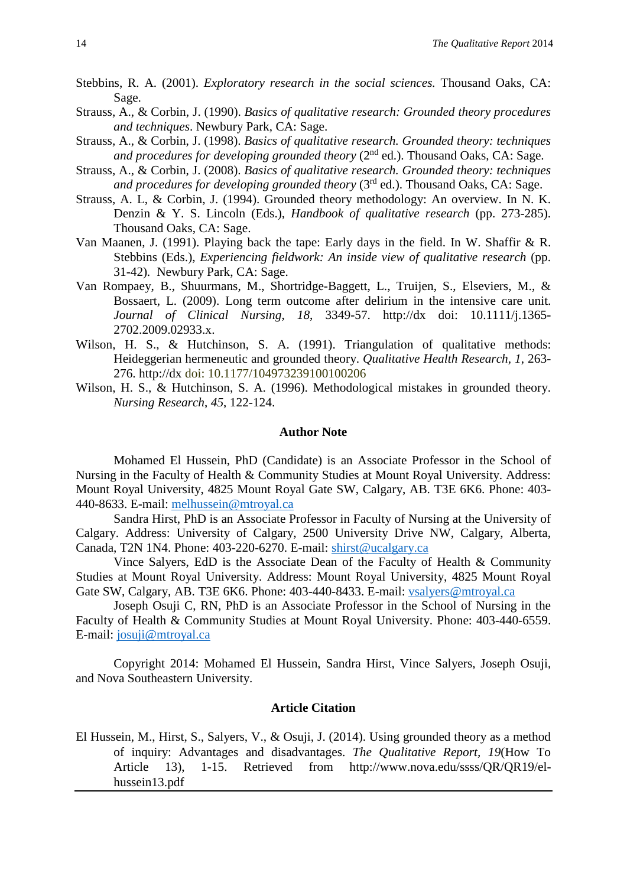Stebbins, R. A. (2001). *Exploratory research in the social sciences.* Thousand Oaks, CA: Sage.

Strauss, A., & Corbin, J. (1990). *Basics of qualitative research: Grounded theory procedures and techniques*. Newbury Park, CA: Sage.

Strauss, A., & Corbin, J. (1998). *Basics of qualitative research. Grounded theory: techniques and procedures for developing grounded theory* (2nd ed.). Thousand Oaks, CA: Sage.

Strauss, A., & Corbin, J. (2008). *Basics of qualitative research. Grounded theory: techniques and procedures for developing grounded theory* (3rd ed.). Thousand Oaks, CA: Sage.

Strauss, A. L, & Corbin, J. (1994). Grounded theory methodology: An overview. In N. K. Denzin & Y. S. Lincoln (Eds.), *Handbook of qualitative research* (pp. 273-285). Thousand Oaks, CA: Sage.

Van Maanen, J. (1991). Playing back the tape: Early days in the field. In W. Shaffir & R. Stebbins (Eds.), *Experiencing fieldwork: An inside view of qualitative research* (pp. 31-42). Newbury Park, CA: Sage.

Van Rompaey, B., Shuurmans, M., Shortridge-Baggett, L., Truijen, S., Elseviers, M., & Bossaert, L. (2009). Long term outcome after delirium in the intensive care unit. *Journal of Clinical Nursing*, *18*, 3349-57. http://dx doi: 10.1111/j.1365-2702.2009.02933.x.

Wilson, H. S., & Hutchinson, S. A. (1991). Triangulation of qualitative methods: Heideggerian hermeneutic and grounded theory. *Qualitative Health Research, 1*, 263-276. http://dx doi: 10.1177/104973239100100206

Wilson, H. S., & Hutchinson, S. A. (1996). Methodological mistakes in grounded theory. *Nursing Research*, *45*, 122-124.

## Author Note

Mohamed El Hussein, PhD (Candidate) is an Associate Professor in the School of Nursing in the Faculty of Health & Community Studies at Mount Royal University. Address: Mount Royal University, 4825 Mount Royal Gate SW, Calgary, AB. T3E 6K6. Phone: 403-440-8633. E-mail: melhussein@mtroyal.ca

Sandra Hirst, PhD is an Associate Professor in Faculty of Nursing at the University of Calgary. Address: University of Calgary, 2500 University Drive NW, Calgary, Alberta, Canada, T2N 1N4. Phone: 403-220-6270. E-mail: shirst@ucalgary.ca

Vince Salyers, EdD is the Associate Dean of the Faculty of Health & Community Studies at Mount Royal University. Address: Mount Royal University, 4825 Mount Royal Gate SW, Calgary, AB. T3E 6K6. Phone: 403-440-8433. E-mail: vsalyers@mtroyal.ca

Joseph Osuji C, RN, PhD is an Associate Professor in the School of Nursing in the Faculty of Health & Community Studies at Mount Royal University. Phone: 403-440-6559. E-mail: josuji@mtroyal.ca

Copyright 2014: Mohamed El Hussein, Sandra Hirst, Vince Salyers, Joseph Osuji, and Nova Southeastern University.

## Article Citation

El Hussein, M., Hirst, S., Salyers, V., & Osuji, J. (2014). Using grounded theory as a method of inquiry: Advantages and disadvantages. *The Qualitative Report, 19*(How To Article 13), 1-15. Retrieved from http://www.nova.edu/ssss/QR/QR19/el-hussein13.pdf